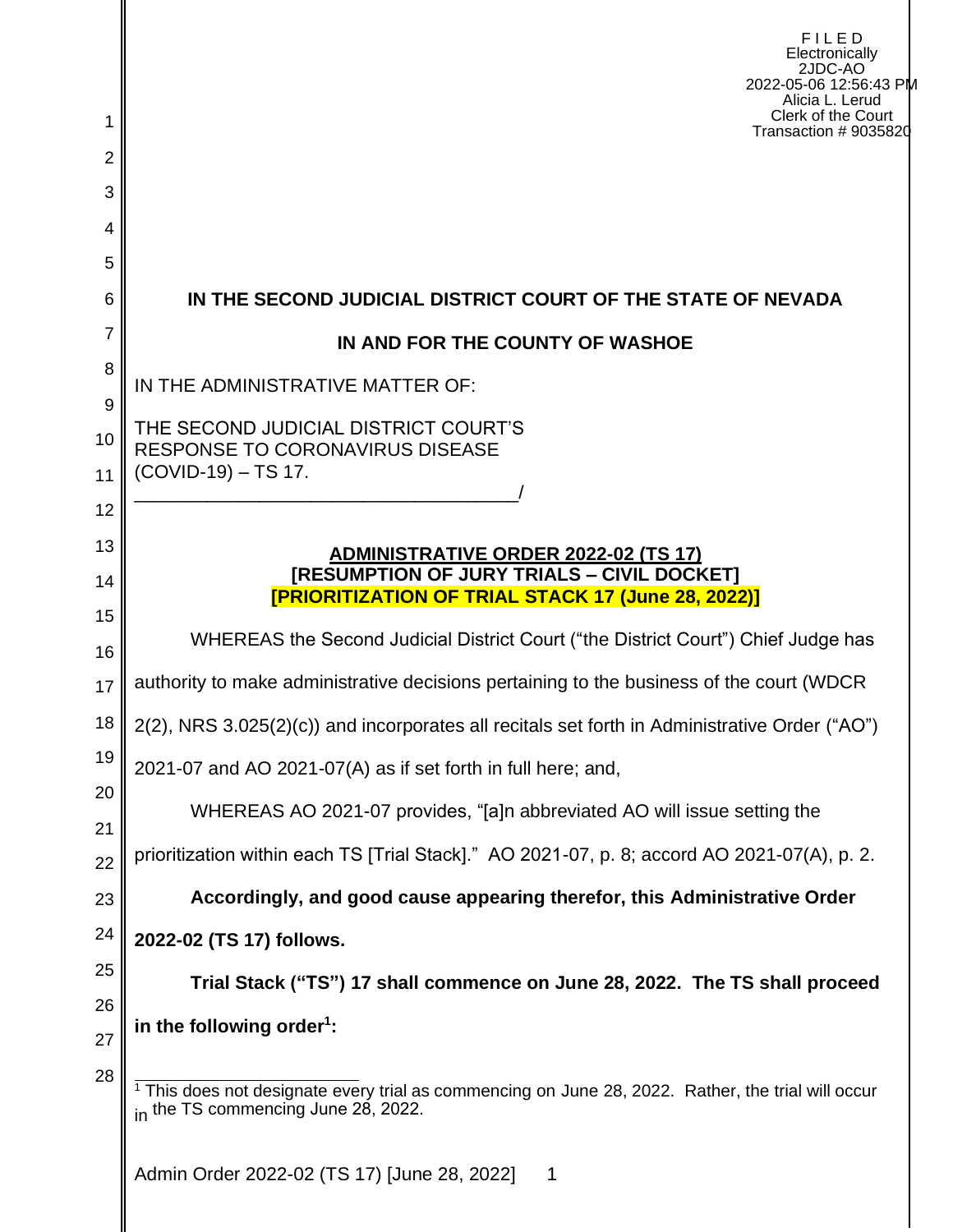FILED
Electronically
2JDC-AO
2022-05-06 12:56:43 PM
Alicia L. Lerud
Clerk of the Court
Transaction # 9035820

**IN THE SECOND JUDICIAL DISTRICT COURT OF THE STATE OF NEVADA**

**IN AND FOR THE COUNTY OF WASHOE**

IN THE ADMINISTRATIVE MATTER OF:

THE SECOND JUDICIAL DISTRICT COURT'S RESPONSE TO CORONAVIRUS DISEASE (COVID-19) – TS 17.
_____________________________________/

**ADMINISTRATIVE ORDER 2022-02 (TS 17)**
**[RESUMPTION OF JURY TRIALS – CIVIL DOCKET]**
**[PRIORITIZATION OF TRIAL STACK 17 (June 28, 2022)]**

WHEREAS the Second Judicial District Court ("the District Court") Chief Judge has authority to make administrative decisions pertaining to the business of the court (WDCR 2(2), NRS 3.025(2)(c)) and incorporates all recitals set forth in Administrative Order ("AO") 2021-07 and AO 2021-07(A) as if set forth in full here; and,

WHEREAS AO 2021-07 provides, "[a]n abbreviated AO will issue setting the prioritization within each TS [Trial Stack]." AO 2021-07, p. 8; accord AO 2021-07(A), p. 2.

**Accordingly, and good cause appearing therefor, this Administrative Order 2022-02 (TS 17) follows.**

**Trial Stack ("TS") 17 shall commence on June 28, 2022. The TS shall proceed in the following order[1]:**

[1] This does not designate every trial as commencing on June 28, 2022. Rather, the trial will occur in the TS commencing June 28, 2022.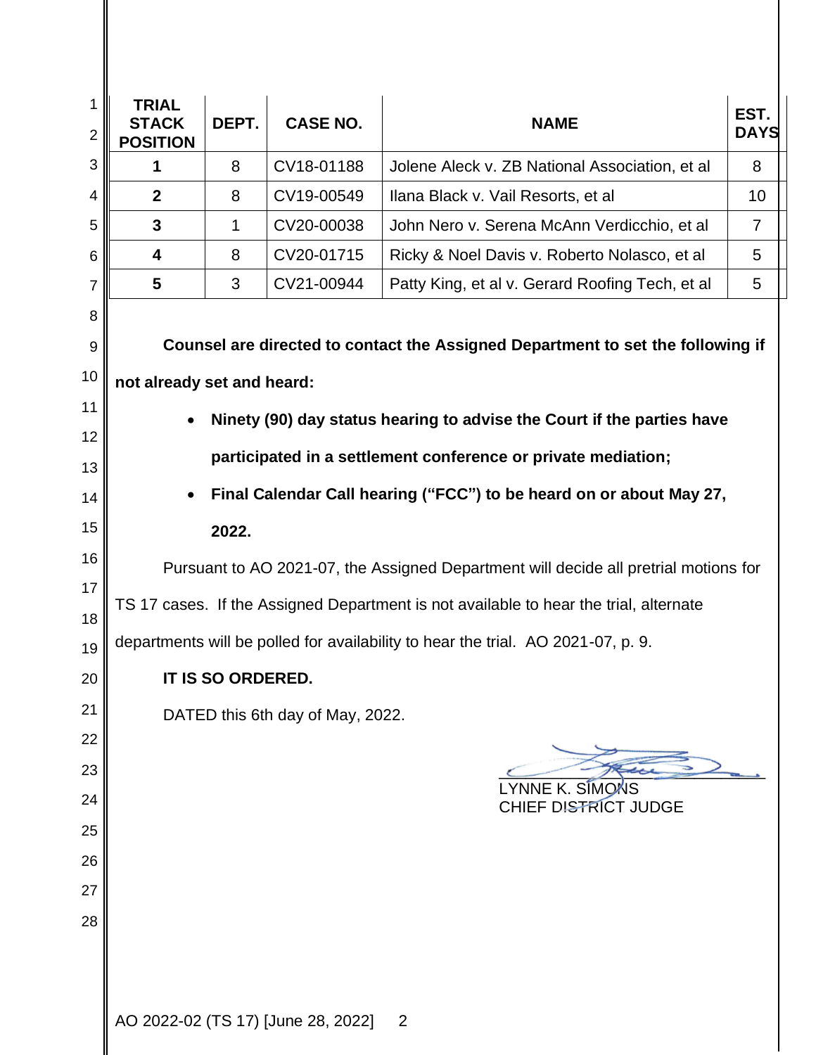| TRIAL STACK POSITION | DEPT. | CASE NO. | NAME | EST. DAYS |
|---|---|---|---|---|
| **1** | 8 | CV18-01188 | Jolene Aleck v. ZB National Association, et al | 8 |
| **2** | 8 | CV19-00549 | Ilana Black v. Vail Resorts, et al | 10 |
| **3** | 1 | CV20-00038 | John Nero v. Serena McAnn Verdicchio, et al | 7 |
| **4** | 8 | CV20-01715 | Ricky & Noel Davis v. Roberto Nolasco, et al | 5 |
| **5** | 3 | CV21-00944 | Patty King, et al v. Gerard Roofing Tech, et al | 5 |

**Counsel are directed to contact the Assigned Department to set the following if not already set and heard:**

- **Ninety (90) day status hearing to advise the Court if the parties have participated in a settlement conference or private mediation;**
- **Final Calendar Call hearing ("FCC") to be heard on or about May 27, 2022.**

Pursuant to AO 2021-07, the Assigned Department will decide all pretrial motions for TS 17 cases. If the Assigned Department is not available to hear the trial, alternate departments will be polled for availability to hear the trial. AO 2021-07, p. 9.

**IT IS SO ORDERED.**

DATED this 6th day of May, 2022.

LYNNE K. SIMONS
CHIEF DISTRICT JUDGE

AO 2022-02 (TS 17) [June 28, 2022]